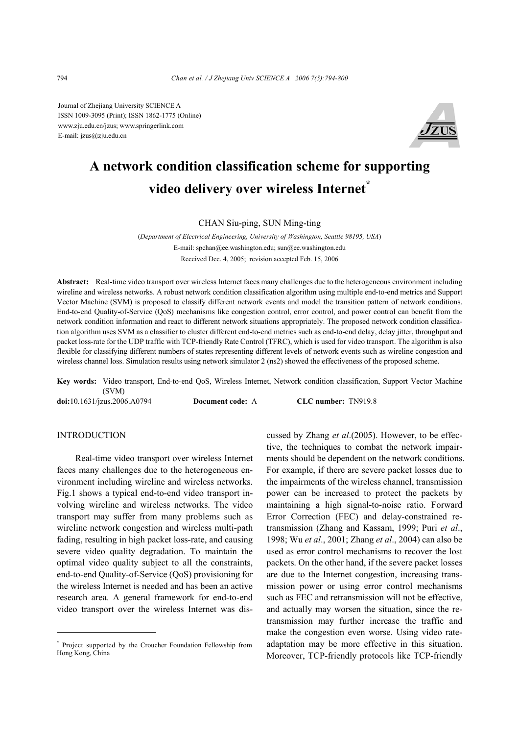Journal of Zhejiang University SCIENCE A
ISSN 1009-3095 (Print); ISSN 1862-1775 (Online)
www.zju.edu.cn/jzus; www.springerlink.com
E-mail: jzus@zju.edu.cn

# A network condition classification scheme for supporting video delivery over wireless Internet*

CHAN Siu-ping, SUN Ming-ting

(*Department of Electrical Engineering, University of Washington, Seattle 98195, USA*)
E-mail: spchan@ee.washington.edu; sun@ee.washington.edu
Received Dec. 4, 2005; revision accepted Feb. 15, 2006

**Abstract:** Real-time video transport over wireless Internet faces many challenges due to the heterogeneous environment including wireline and wireless networks. A robust network condition classification algorithm using multiple end-to-end metrics and Support Vector Machine (SVM) is proposed to classify different network events and model the transition pattern of network conditions. End-to-end Quality-of-Service (QoS) mechanisms like congestion control, error control, and power control can benefit from the network condition information and react to different network situations appropriately. The proposed network condition classification algorithm uses SVM as a classifier to cluster different end-to-end metrics such as end-to-end delay, delay jitter, throughput and packet loss-rate for the UDP traffic with TCP-friendly Rate Control (TFRC), which is used for video transport. The algorithm is also flexible for classifying different numbers of states representing different levels of network events such as wireline congestion and wireless channel loss. Simulation results using network simulator 2 (ns2) showed the effectiveness of the proposed scheme.

**Key words:** Video transport, End-to-end QoS, Wireless Internet, Network condition classification, Support Vector Machine (SVM)

**doi:**10.1631/jzus.2006.A0794 **Document code:** A **CLC number:** TN919.8

## INTRODUCTION

Real-time video transport over wireless Internet faces many challenges due to the heterogeneous environment including wireline and wireless networks. Fig.1 shows a typical end-to-end video transport involving wireline and wireless networks. The video transport may suffer from many problems such as wireline network congestion and wireless multi-path fading, resulting in high packet loss-rate, and causing severe video quality degradation. To maintain the optimal video quality subject to all the constraints, end-to-end Quality-of-Service (QoS) provisioning for the wireless Internet is needed and has been an active research area. A general framework for end-to-end video transport over the wireless Internet was discussed by Zhang *et al*.(2005). However, to be effective, the techniques to combat the network impairments should be dependent on the network conditions. For example, if there are severe packet losses due to the impairments of the wireless channel, transmission power can be increased to protect the packets by maintaining a high signal-to-noise ratio. Forward Error Correction (FEC) and delay-constrained retransmission (Zhang and Kassam, 1999; Puri *et al*., 1998; Wu *et al*., 2001; Zhang *et al*., 2004) can also be used as error control mechanisms to recover the lost packets. On the other hand, if the severe packet losses are due to the Internet congestion, increasing transmission power or using error control mechanisms such as FEC and retransmission will not be effective, and actually may worsen the situation, since the retransmission may further increase the traffic and make the congestion even worse. Using video rate-adaptation may be more effective in this situation. Moreover, TCP-friendly protocols like TCP-friendly

---

* Project supported by the Croucher Foundation Fellowship from Hong Kong, China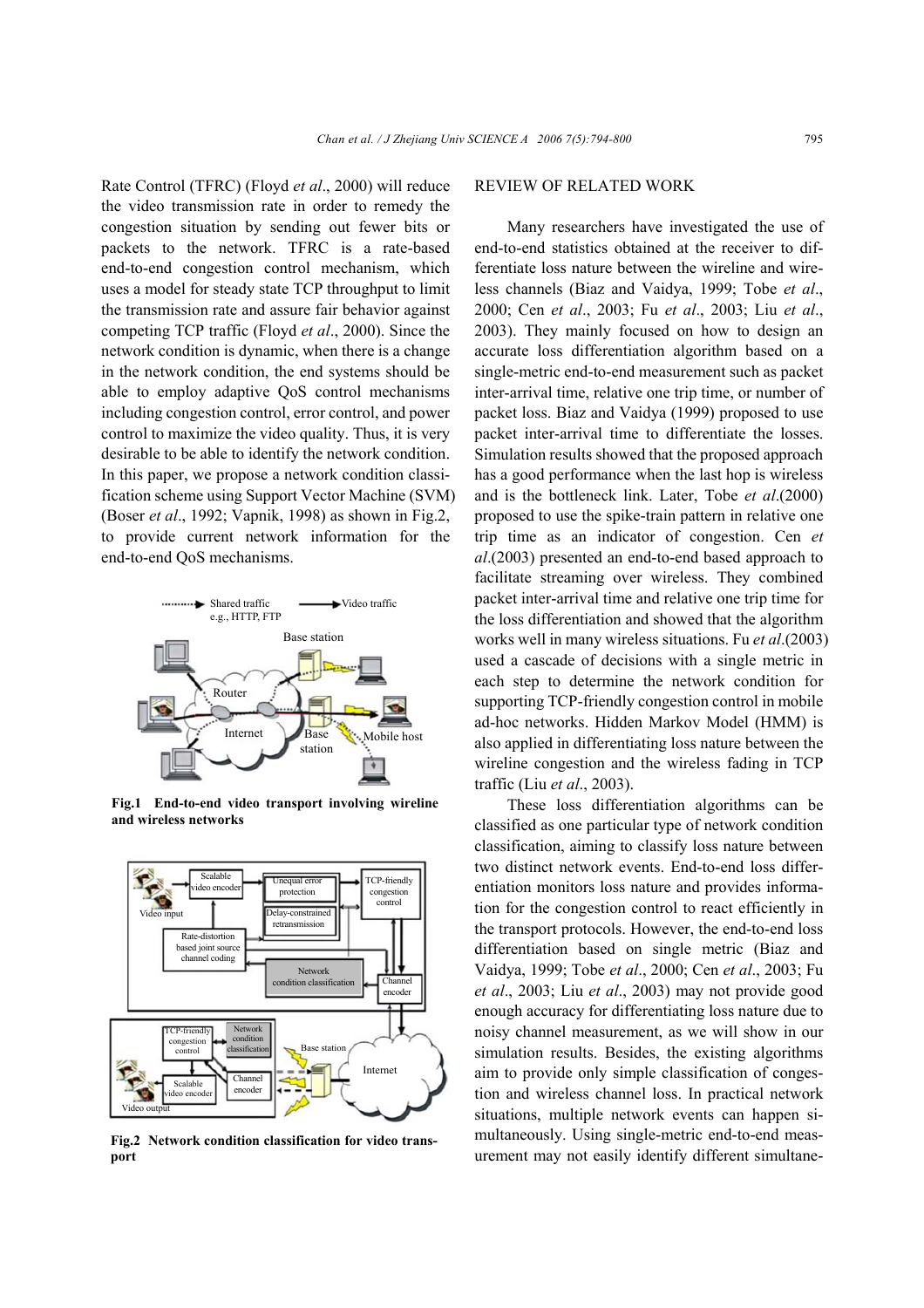Rate Control (TFRC) (Floyd *et al*., 2000) will reduce the video transmission rate in order to remedy the congestion situation by sending out fewer bits or packets to the network. TFRC is a rate-based end-to-end congestion control mechanism, which uses a model for steady state TCP throughput to limit the transmission rate and assure fair behavior against competing TCP traffic (Floyd *et al*., 2000). Since the network condition is dynamic, when there is a change in the network condition, the end systems should be able to employ adaptive QoS control mechanisms including congestion control, error control, and power control to maximize the video quality. Thus, it is very desirable to be able to identify the network condition. In this paper, we propose a network condition classification scheme using Support Vector Machine (SVM) (Boser *et al*., 1992; Vapnik, 1998) as shown in Fig.2, to provide current network information for the end-to-end QoS mechanisms.

**Fig.1 End-to-end video transport involving wireline and wireless networks**

**Fig.2 Network condition classification for video transport**

## REVIEW OF RELATED WORK

Many researchers have investigated the use of end-to-end statistics obtained at the receiver to differentiate loss nature between the wireline and wireless channels (Biaz and Vaidya, 1999; Tobe *et al*., 2000; Cen *et al*., 2003; Fu *et al*., 2003; Liu *et al*., 2003). They mainly focused on how to design an accurate loss differentiation algorithm based on a single-metric end-to-end measurement such as packet inter-arrival time, relative one trip time, or number of packet loss. Biaz and Vaidya (1999) proposed to use packet inter-arrival time to differentiate the losses. Simulation results showed that the proposed approach has a good performance when the last hop is wireless and is the bottleneck link. Later, Tobe *et al*.(2000) proposed to use the spike-train pattern in relative one trip time as an indicator of congestion. Cen *et al*.(2003) presented an end-to-end based approach to facilitate streaming over wireless. They combined packet inter-arrival time and relative one trip time for the loss differentiation and showed that the algorithm works well in many wireless situations. Fu *et al*.(2003) used a cascade of decisions with a single metric in each step to determine the network condition for supporting TCP-friendly congestion control in mobile ad-hoc networks. Hidden Markov Model (HMM) is also applied in differentiating loss nature between the wireline congestion and the wireless fading in TCP traffic (Liu *et al*., 2003).

These loss differentiation algorithms can be classified as one particular type of network condition classification, aiming to classify loss nature between two distinct network events. End-to-end loss differentiation monitors loss nature and provides information for the congestion control to react efficiently in the transport protocols. However, the end-to-end loss differentiation based on single metric (Biaz and Vaidya, 1999; Tobe *et al*., 2000; Cen *et al*., 2003; Fu *et al*., 2003; Liu *et al*., 2003) may not provide good enough accuracy for differentiating loss nature due to noisy channel measurement, as we will show in our simulation results. Besides, the existing algorithms aim to provide only simple classification of congestion and wireless channel loss. In practical network situations, multiple network events can happen simultaneously. Using single-metric end-to-end measurement may not easily identify different simultane-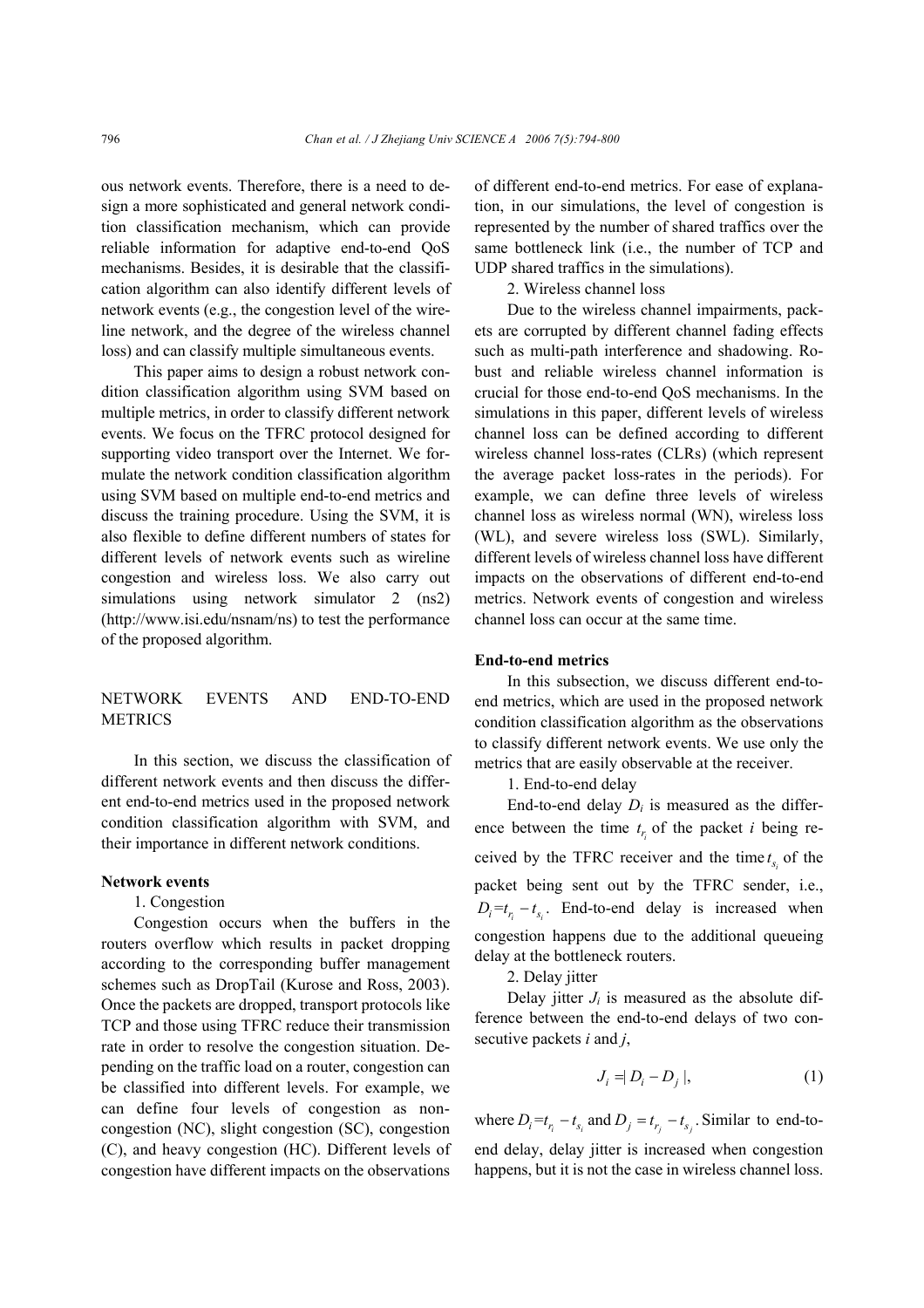ous network events. Therefore, there is a need to design a more sophisticated and general network condition classification mechanism, which can provide reliable information for adaptive end-to-end QoS mechanisms. Besides, it is desirable that the classification algorithm can also identify different levels of network events (e.g., the congestion level of the wireline network, and the degree of the wireless channel loss) and can classify multiple simultaneous events.

This paper aims to design a robust network condition classification algorithm using SVM based on multiple metrics, in order to classify different network events. We focus on the TFRC protocol designed for supporting video transport over the Internet. We formulate the network condition classification algorithm using SVM based on multiple end-to-end metrics and discuss the training procedure. Using the SVM, it is also flexible to define different numbers of states for different levels of network events such as wireline congestion and wireless loss. We also carry out simulations using network simulator 2 (ns2) (http://www.isi.edu/nsnam/ns) to test the performance of the proposed algorithm.

## NETWORK EVENTS AND END-TO-END METRICS

In this section, we discuss the classification of different network events and then discuss the different end-to-end metrics used in the proposed network condition classification algorithm with SVM, and their importance in different network conditions.

### Network events

1. Congestion

Congestion occurs when the buffers in the routers overflow which results in packet dropping according to the corresponding buffer management schemes such as DropTail (Kurose and Ross, 2003). Once the packets are dropped, transport protocols like TCP and those using TFRC reduce their transmission rate in order to resolve the congestion situation. Depending on the traffic load on a router, congestion can be classified into different levels. For example, we can define four levels of congestion as non-congestion (NC), slight congestion (SC), congestion (C), and heavy congestion (HC). Different levels of congestion have different impacts on the observations of different end-to-end metrics. For ease of explanation, in our simulations, the level of congestion is represented by the number of shared traffics over the same bottleneck link (i.e., the number of TCP and UDP shared traffics in the simulations).

2. Wireless channel loss

Due to the wireless channel impairments, packets are corrupted by different channel fading effects such as multi-path interference and shadowing. Robust and reliable wireless channel information is crucial for those end-to-end QoS mechanisms. In the simulations in this paper, different levels of wireless channel loss can be defined according to different wireless channel loss-rates (CLRs) (which represent the average packet loss-rates in the periods). For example, we can define three levels of wireless channel loss as wireless normal (WN), wireless loss (WL), and severe wireless loss (SWL). Similarly, different levels of wireless channel loss have different impacts on the observations of different end-to-end metrics. Network events of congestion and wireless channel loss can occur at the same time.

### End-to-end metrics

In this subsection, we discuss different end-to-end metrics, which are used in the proposed network condition classification algorithm as the observations to classify different network events. We use only the metrics that are easily observable at the receiver.

1. End-to-end delay

End-to-end delay $D_i$ is measured as the difference between the time $t_{r_i}$ of the packet $i$ being received by the TFRC receiver and the time $t_{s_i}$ of the packet being sent out by the TFRC sender, i.e., $D_i = t_{r_i} - t_{s_i}$. End-to-end delay is increased when congestion happens due to the additional queueing delay at the bottleneck routers.

2. Delay jitter

Delay jitter $J_i$ is measured as the absolute difference between the end-to-end delays of two consecutive packets $i$ and $j$,

$$J_i = |D_i - D_j|, \tag{1}$$

where $D_i = t_{r_i} - t_{s_i}$ and $D_j = t_{r_j} - t_{s_j}$. Similar to end-to-end delay, delay jitter is increased when congestion happens, but it is not the case in wireless channel loss.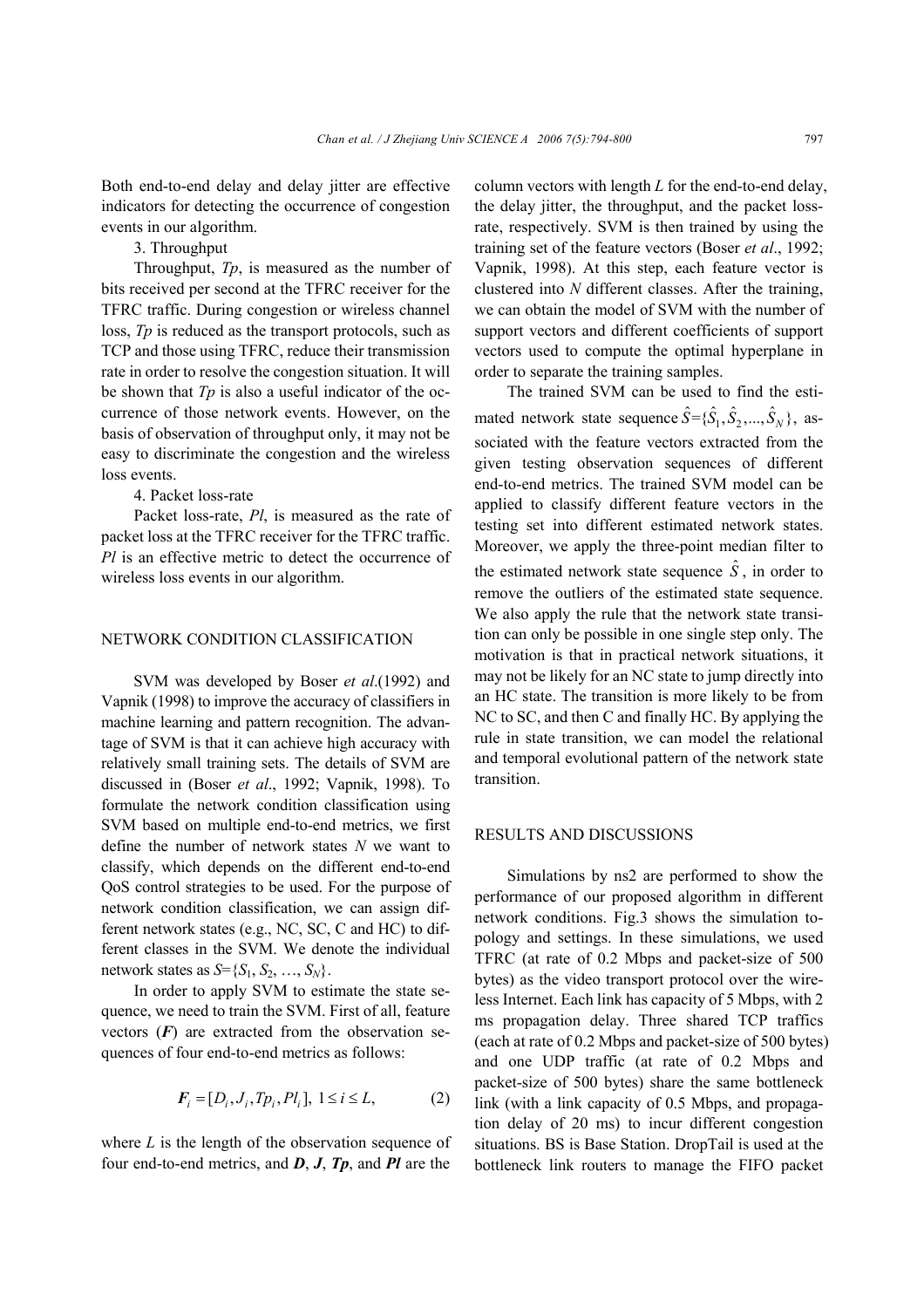Both end-to-end delay and delay jitter are effective indicators for detecting the occurrence of congestion events in our algorithm.

3. Throughput

Throughput, *Tp*, is measured as the number of bits received per second at the TFRC receiver for the TFRC traffic. During congestion or wireless channel loss, *Tp* is reduced as the transport protocols, such as TCP and those using TFRC, reduce their transmission rate in order to resolve the congestion situation. It will be shown that *Tp* is also a useful indicator of the occurrence of those network events. However, on the basis of observation of throughput only, it may not be easy to discriminate the congestion and the wireless loss events.

4. Packet loss-rate

Packet loss-rate, *Pl*, is measured as the rate of packet loss at the TFRC receiver for the TFRC traffic. *Pl* is an effective metric to detect the occurrence of wireless loss events in our algorithm.

## NETWORK CONDITION CLASSIFICATION

SVM was developed by Boser *et al*.(1992) and Vapnik (1998) to improve the accuracy of classifiers in machine learning and pattern recognition. The advantage of SVM is that it can achieve high accuracy with relatively small training sets. The details of SVM are discussed in (Boser *et al*., 1992; Vapnik, 1998). To formulate the network condition classification using SVM based on multiple end-to-end metrics, we first define the number of network states $N$ we want to classify, which depends on the different end-to-end QoS control strategies to be used. For the purpose of network condition classification, we can assign different network states (e.g., NC, SC, C and HC) to different classes in the SVM. We denote the individual network states as $S=\{S_1, S_2, \ldots, S_N\}$.

In order to apply SVM to estimate the state sequence, we need to train the SVM. First of all, feature vectors ($\boldsymbol{F}$) are extracted from the observation sequences of four end-to-end metrics as follows:

$$\boldsymbol{F}_i = [D_i, J_i, Tp_i, Pl_i],\ 1 \le i \le L, \tag{2}$$

where $L$ is the length of the observation sequence of four end-to-end metrics, and $\boldsymbol{D}$, $\boldsymbol{J}$, $\boldsymbol{Tp}$, and $\boldsymbol{Pl}$ are the column vectors with length $L$ for the end-to-end delay, the delay jitter, the throughput, and the packet loss-rate, respectively. SVM is then trained by using the training set of the feature vectors (Boser *et al*., 1992; Vapnik, 1998). At this step, each feature vector is clustered into $N$ different classes. After the training, we can obtain the model of SVM with the number of support vectors and different coefficients of support vectors used to compute the optimal hyperplane in order to separate the training samples.

The trained SVM can be used to find the estimated network state sequence $\hat{S}=\{\hat{S}_1, \hat{S}_2, \ldots, \hat{S}_N\}$, associated with the feature vectors extracted from the given testing observation sequences of different end-to-end metrics. The trained SVM model can be applied to classify different feature vectors in the testing set into different estimated network states. Moreover, we apply the three-point median filter to the estimated network state sequence $\hat{S}$, in order to remove the outliers of the estimated state sequence. We also apply the rule that the network state transition can only be possible in one single step only. The motivation is that in practical network situations, it may not be likely for an NC state to jump directly into an HC state. The transition is more likely to be from NC to SC, and then C and finally HC. By applying the rule in state transition, we can model the relational and temporal evolutional pattern of the network state transition.

## RESULTS AND DISCUSSIONS

Simulations by ns2 are performed to show the performance of our proposed algorithm in different network conditions. Fig.3 shows the simulation topology and settings. In these simulations, we used TFRC (at rate of 0.2 Mbps and packet-size of 500 bytes) as the video transport protocol over the wireless Internet. Each link has capacity of 5 Mbps, with 2 ms propagation delay. Three shared TCP traffics (each at rate of 0.2 Mbps and packet-size of 500 bytes) and one UDP traffic (at rate of 0.2 Mbps and packet-size of 500 bytes) share the same bottleneck link (with a link capacity of 0.5 Mbps, and propagation delay of 20 ms) to incur different congestion situations. BS is Base Station. DropTail is used at the bottleneck link routers to manage the FIFO packet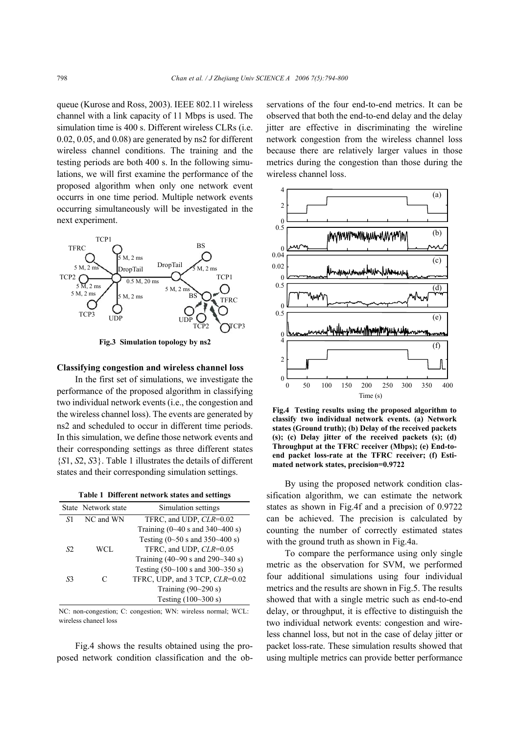queue (Kurose and Ross, 2003). IEEE 802.11 wireless channel with a link capacity of 11 Mbps is used. The simulation time is 400 s. Different wireless CLRs (i.e. 0.02, 0.05, and 0.08) are generated by ns2 for different wireless channel conditions. The training and the testing periods are both 400 s. In the following simulations, we will first examine the performance of the proposed algorithm when only one network event occurrs in one time period. Multiple network events occurring simultaneously will be investigated in the next experiment.

**Fig.3 Simulation topology by ns2**

### Classifying congestion and wireless channel loss

In the first set of simulations, we investigate the performance of the proposed algorithm in classifying two individual network events (i.e., the congestion and the wireless channel loss). The events are generated by ns2 and scheduled to occur in different time periods. In this simulation, we define those network events and their corresponding settings as three different states {*S*1, *S*2, *S*3}. Table 1 illustrates the details of different states and their corresponding simulation settings.

**Table 1 Different network states and settings**

| State | Network state | Simulation settings |
|---|---|---|
| *S*1 | NC and WN | TFRC, and UDP, *CLR*=0.02 |
| | | Training (0~40 s and 340~400 s) |
| | | Testing (0~50 s and 350~400 s) |
| *S*2 | WCL | TFRC, and UDP, *CLR*=0.05 |
| | | Training (40~90 s and 290~340 s) |
| | | Testing (50~100 s and 300~350 s) |
| *S*3 | C | TFRC, UDP, and 3 TCP, *CLR*=0.02 |
| | | Training (90~290 s) |
| | | Testing (100~300 s) |

NC: non-congestion; C: congestion; WN: wireless normal; WCL: wireless chaneel loss

Fig.4 shows the results obtained using the proposed network condition classification and the observations of the four end-to-end metrics. It can be observed that both the end-to-end delay and the delay jitter are effective in discriminating the wireline network congestion from the wireless channel loss because there are relatively larger values in those metrics during the congestion than those during the wireless channel loss.

**Fig.4 Testing results using the proposed algorithm to classify two individual network events. (a) Network states (Ground truth); (b) Delay of the received packets (s); (c) Delay jitter of the received packets (s); (d) Throughput at the TFRC receiver (Mbps); (e) End-to-end packet loss-rate at the TFRC receiver; (f) Estimated network states, precision=0.9722**

By using the proposed network condition classification algorithm, we can estimate the network states as shown in Fig.4f and a precision of 0.9722 can be achieved. The precision is calculated by counting the number of correctly estimated states with the ground truth as shown in Fig.4a.

To compare the performance using only single metric as the observation for SVM, we performed four additional simulations using four individual metrics and the results are shown in Fig.5. The results showed that with a single metric such as end-to-end delay, or throughput, it is effective to distinguish the two individual network events: congestion and wireless channel loss, but not in the case of delay jitter or packet loss-rate. These simulation results showed that using multiple metrics can provide better performance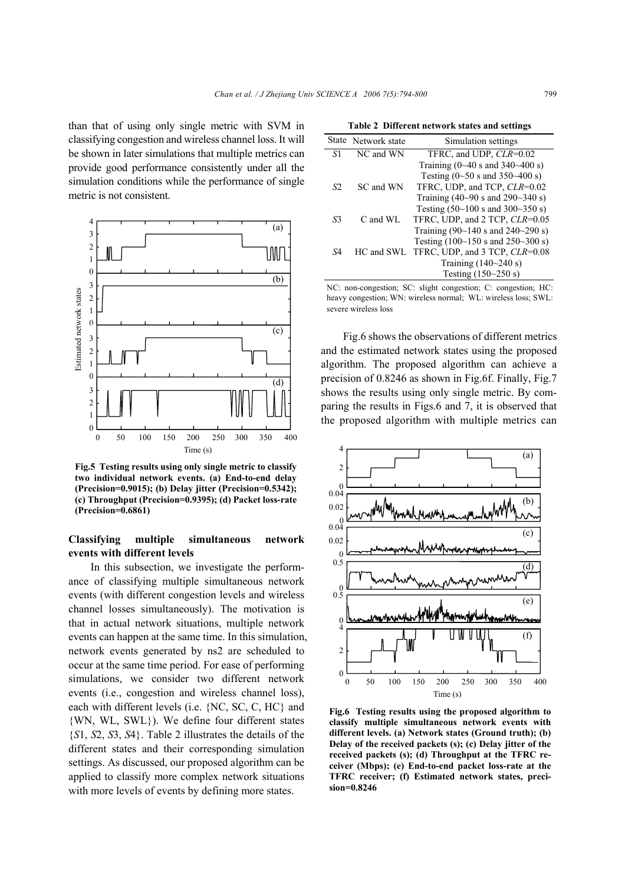than that of using only single metric with SVM in classifying congestion and wireless channel loss. It will be shown in later simulations that multiple metrics can provide good performance consistently under all the simulation conditions while the performance of single metric is not consistent.

**Fig.5 Testing results using only single metric to classify two individual network events. (a) End-to-end delay (Precision=0.9015); (b) Delay jitter (Precision=0.5342); (c) Throughput (Precision=0.9395); (d) Packet loss-rate (Precision=0.6861)**

### Classifying multiple simultaneous network events with different levels

In this subsection, we investigate the performance of classifying multiple simultaneous network events (with different congestion levels and wireless channel losses simultaneously). The motivation is that in actual network situations, multiple network events can happen at the same time. In this simulation, network events generated by ns2 are scheduled to occur at the same time period. For ease of performing simulations, we consider two different network events (i.e., congestion and wireless channel loss), each with different levels (i.e. {NC, SC, C, HC} and {WN, WL, SWL}). We define four different states {*S*1, *S*2, *S*3, *S*4}. Table 2 illustrates the details of the different states and their corresponding simulation settings. As discussed, our proposed algorithm can be applied to classify more complex network situations with more levels of events by defining more states.

**Table 2 Different network states and settings**

| State | Network state | Simulation settings |
|---|---|---|
| *S*1 | NC and WN | TFRC, and UDP, *CLR*=0.02<br>Training (0~40 s and 340~400 s)<br>Testing (0~50 s and 350~400 s) |
| *S*2 | SC and WN | TFRC, UDP, and TCP, *CLR*=0.02<br>Training (40~90 s and 290~340 s)<br>Testing (50~100 s and 300~350 s) |
| *S*3 | C and WL | TFRC, UDP, and 2 TCP, *CLR*=0.05<br>Training (90~140 s and 240~290 s)<br>Testing (100~150 s and 250~300 s) |
| *S*4 | HC and SWL | TFRC, UDP, and 3 TCP, *CLR*=0.08<br>Training (140~240 s)<br>Testing (150~250 s) |

NC: non-congestion; SC: slight congestion; C: congestion; HC: heavy congestion; WN: wireless normal; WL: wireless loss; SWL: severe wireless loss

Fig.6 shows the observations of different metrics and the estimated network states using the proposed algorithm. The proposed algorithm can achieve a precision of 0.8246 as shown in Fig.6f. Finally, Fig.7 shows the results using only single metric. By comparing the results in Figs.6 and 7, it is observed that the proposed algorithm with multiple metrics can

**Fig.6 Testing results using the proposed algorithm to classify multiple simultaneous network events with different levels. (a) Network states (Ground truth); (b) Delay of the received packets (s); (c) Delay jitter of the received packets (s); (d) Throughput at the TFRC receiver (Mbps); (e) End-to-end packet loss-rate at the TFRC receiver; (f) Estimated network states, precision=0.8246**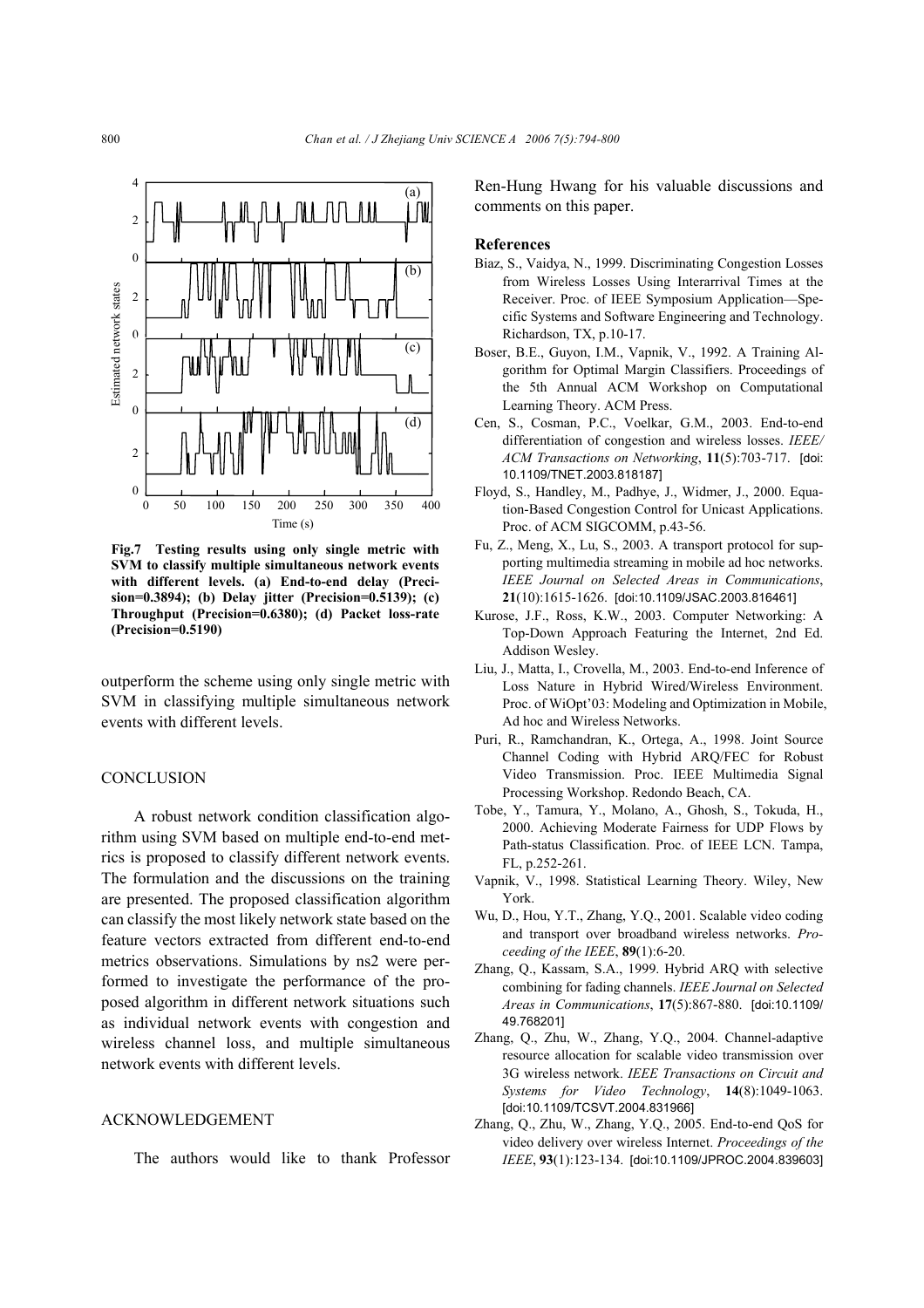4

(a)

2

0

(b)

2

0

(c)

2

0

(d)

2

0

0 50 100 150 200 250 300 350 400

Time (s)

Estimated network states

**Fig.7 Testing results using only single metric with SVM to classify multiple simultaneous network events with different levels. (a) End-to-end delay (Precision=0.3894); (b) Delay jitter (Precision=0.5139); (c) Throughput (Precision=0.6380); (d) Packet loss-rate (Precision=0.5190)**

outperform the scheme using only single metric with SVM in classifying multiple simultaneous network events with different levels.

## CONCLUSION

A robust network condition classification algorithm using SVM based on multiple end-to-end metrics is proposed to classify different network events. The formulation and the discussions on the training are presented. The proposed classification algorithm can classify the most likely network state based on the feature vectors extracted from different end-to-end metrics observations. Simulations by ns2 were performed to investigate the performance of the proposed algorithm in different network situations such as individual network events with congestion and wireless channel loss, and multiple simultaneous network events with different levels.

## ACKNOWLEDGEMENT

The authors would like to thank Professor Ren-Hung Hwang for his valuable discussions and comments on this paper.

## References

Biaz, S., Vaidya, N., 1999. Discriminating Congestion Losses from Wireless Losses Using Interarrival Times at the Receiver. Proc. of IEEE Symposium Application—Specific Systems and Software Engineering and Technology. Richardson, TX, p.10-17.

Boser, B.E., Guyon, I.M., Vapnik, V., 1992. A Training Algorithm for Optimal Margin Classifiers. Proceedings of the 5th Annual ACM Workshop on Computational Learning Theory. ACM Press.

Cen, S., Cosman, P.C., Voelkar, G.M., 2003. End-to-end differentiation of congestion and wireless losses. *IEEE/ACM Transactions on Networking*, **11**(5):703-717. [doi:10.1109/TNET.2003.818187]

Floyd, S., Handley, M., Padhye, J., Widmer, J., 2000. Equation-Based Congestion Control for Unicast Applications. Proc. of ACM SIGCOMM, p.43-56.

Fu, Z., Meng, X., Lu, S., 2003. A transport protocol for supporting multimedia streaming in mobile ad hoc networks. *IEEE Journal on Selected Areas in Communications*, **21**(10):1615-1626. [doi:10.1109/JSAC.2003.816461]

Kurose, J.F., Ross, K.W., 2003. Computer Networking: A Top-Down Approach Featuring the Internet, 2nd Ed. Addison Wesley.

Liu, J., Matta, I., Crovella, M., 2003. End-to-end Inference of Loss Nature in Hybrid Wired/Wireless Environment. Proc. of WiOpt'03: Modeling and Optimization in Mobile, Ad hoc and Wireless Networks.

Puri, R., Ramchandran, K., Ortega, A., 1998. Joint Source Channel Coding with Hybrid ARQ/FEC for Robust Video Transmission. Proc. IEEE Multimedia Signal Processing Workshop. Redondo Beach, CA.

Tobe, Y., Tamura, Y., Molano, A., Ghosh, S., Tokuda, H., 2000. Achieving Moderate Fairness for UDP Flows by Path-status Classification. Proc. of IEEE LCN. Tampa, FL, p.252-261.

Vapnik, V., 1998. Statistical Learning Theory. Wiley, New York.

Wu, D., Hou, Y.T., Zhang, Y.Q., 2001. Scalable video coding and transport over broadband wireless networks. *Proceeding of the IEEE*, **89**(1):6-20.

Zhang, Q., Kassam, S.A., 1999. Hybrid ARQ with selective combining for fading channels. *IEEE Journal on Selected Areas in Communications*, **17**(5):867-880. [doi:10.1109/49.768201]

Zhang, Q., Zhu, W., Zhang, Y.Q., 2004. Channel-adaptive resource allocation for scalable video transmission over 3G wireless network. *IEEE Transactions on Circuit and Systems for Video Technology*, **14**(8):1049-1063. [doi:10.1109/TCSVT.2004.831966]

Zhang, Q., Zhu, W., Zhang, Y.Q., 2005. End-to-end QoS for video delivery over wireless Internet. *Proceedings of the IEEE*, **93**(1):123-134. [doi:10.1109/JPROC.2004.839603]